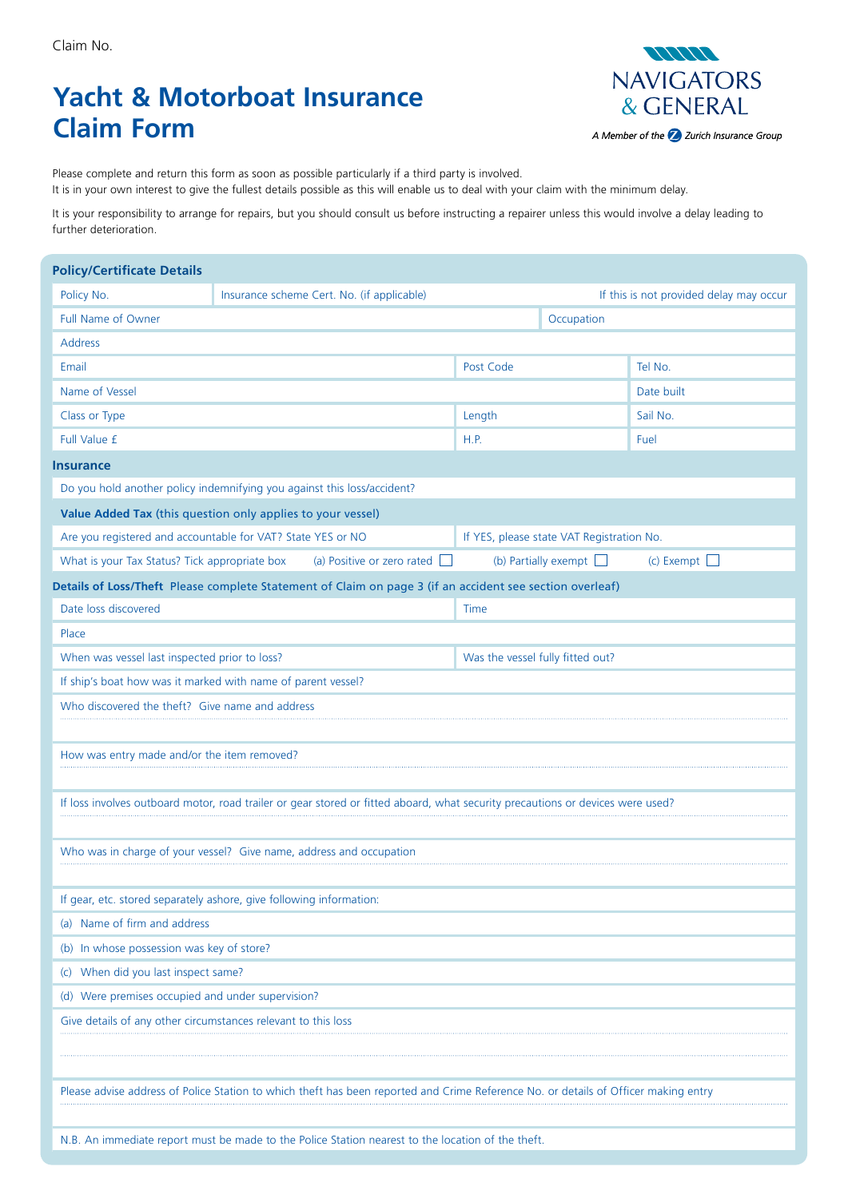Claim No.

# Yacht & Motorboat Insurance Claim Form

NAVIGATORS & GENERAL

*A Member of the Zurich Insurance Group*

Please complete and return this form as soon as possible particularly if a third party is involved.
It is in your own interest to give the fullest details possible as this will enable us to deal with your claim with the minimum delay.

It is your responsibility to arrange for repairs, but you should consult us before instructing a repairer unless this would involve a delay leading to further deterioration.

## Policy/Certificate Details

| | | |
|---|---|---|
| Policy No. | Insurance scheme Cert. No. (if applicable) | If this is not provided delay may occur |
| Full Name of Owner | | Occupation |
| Address | | |
| Email | Post Code | Tel No. |
| Name of Vessel | | Date built |
| Class or Type | Length | Sail No. |
| Full Value £ | H.P. | Fuel |

## Insurance

Do you hold another policy indemnifying you against this loss/accident?

**Value Added Tax** (this question only applies to your vessel)

| | |
|---|---|
| Are you registered and accountable for VAT? State YES or NO | If YES, please state VAT Registration No. |

What is your Tax Status? Tick appropriate box (a) Positive or zero rated ☐ (b) Partially exempt ☐ (c) Exempt ☐

## Details of Loss/Theft

Please complete Statement of Claim on page 3 (if an accident see section overleaf)

| | |
|---|---|
| Date loss discovered | Time |
| Place | |
| When was vessel last inspected prior to loss? | Was the vessel fully fitted out? |

If ship's boat how was it marked with name of parent vessel?

Who discovered the theft? Give name and address

How was entry made and/or the item removed?

If loss involves outboard motor, road trailer or gear stored or fitted aboard, what security precautions or devices were used?

Who was in charge of your vessel? Give name, address and occupation

If gear, etc. stored separately ashore, give following information:

(a) Name of firm and address

(b) In whose possession was key of store?

(c) When did you last inspect same?

(d) Were premises occupied and under supervision?

Give details of any other circumstances relevant to this loss

Please advise address of Police Station to which theft has been reported and Crime Reference No. or details of Officer making entry

N.B. An immediate report must be made to the Police Station nearest to the location of the theft.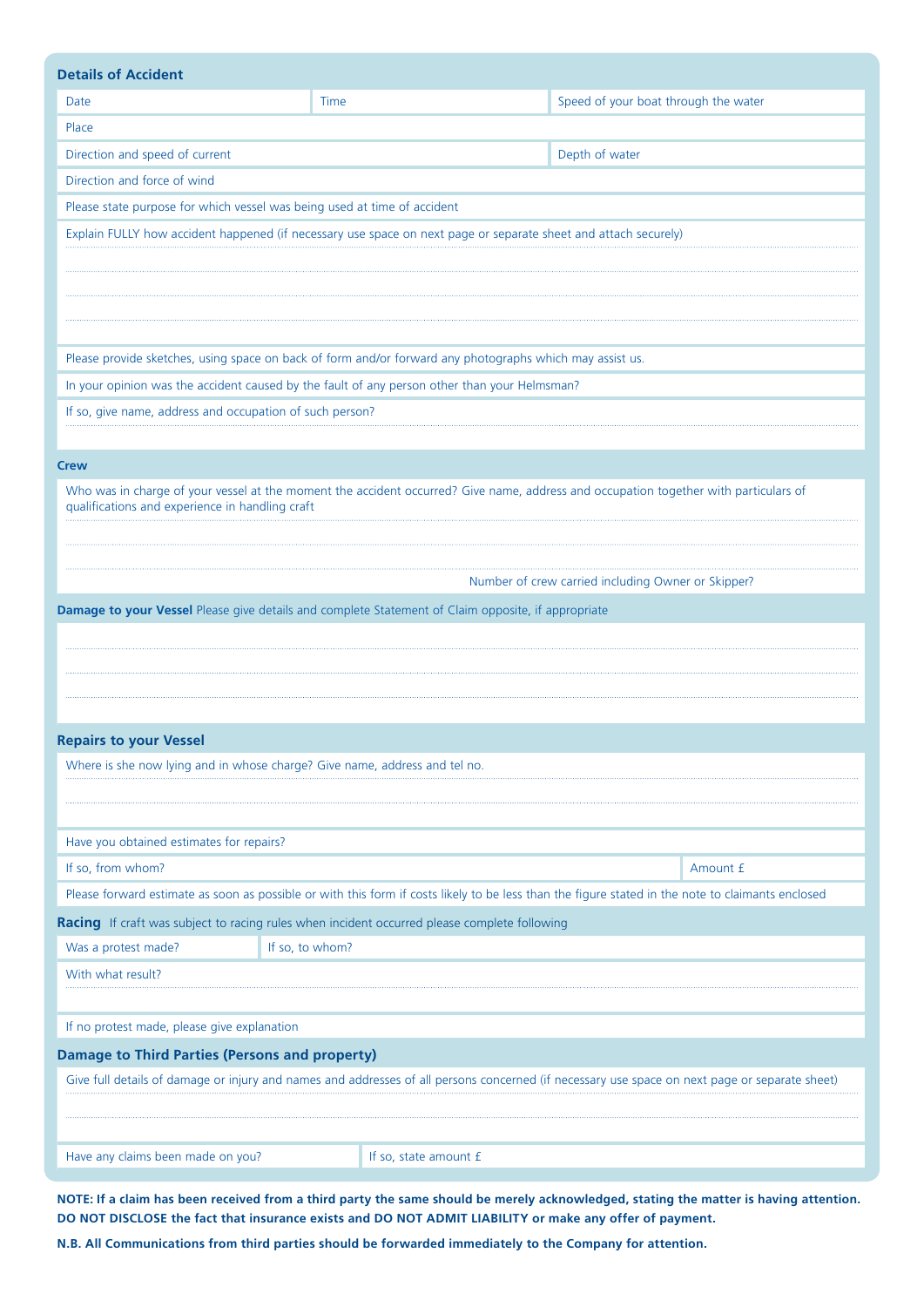## Details of Accident

| Date | Time | Speed of your boat through the water |
|---|---|---|

Place

| Direction and speed of current | Depth of water |
|---|---|

Direction and force of wind

Please state purpose for which vessel was being used at time of accident

Explain FULLY how accident happened (if necessary use space on next page or separate sheet and attach securely)

Please provide sketches, using space on back of form and/or forward any photographs which may assist us.

In your opinion was the accident caused by the fault of any person other than your Helmsman?

If so, give name, address and occupation of such person?

## Crew

Who was in charge of your vessel at the moment the accident occurred? Give name, address and occupation together with particulars of qualifications and experience in handling craft

Number of crew carried including Owner or Skipper?

## Damage to your Vessel

Please give details and complete Statement of Claim opposite, if appropriate

## Repairs to your Vessel

Where is she now lying and in whose charge? Give name, address and tel no.

Have you obtained estimates for repairs?

| If so, from whom? | Amount £ |
|---|---|

Please forward estimate as soon as possible or with this form if costs likely to be less than the figure stated in the note to claimants enclosed

## Racing

If craft was subject to racing rules when incident occurred please complete following

| Was a protest made? | If so, to whom? |
|---|---|

With what result?

If no protest made, please give explanation

## Damage to Third Parties (Persons and property)

Give full details of damage or injury and names and addresses of all persons concerned (if necessary use space on next page or separate sheet)

| Have any claims been made on you? | If so, state amount £ |
|---|---|

**NOTE: If a claim has been received from a third party the same should be merely acknowledged, stating the matter is having attention. DO NOT DISCLOSE the fact that insurance exists and DO NOT ADMIT LIABILITY or make any offer of payment.**

**N.B. All Communications from third parties should be forwarded immediately to the Company for attention.**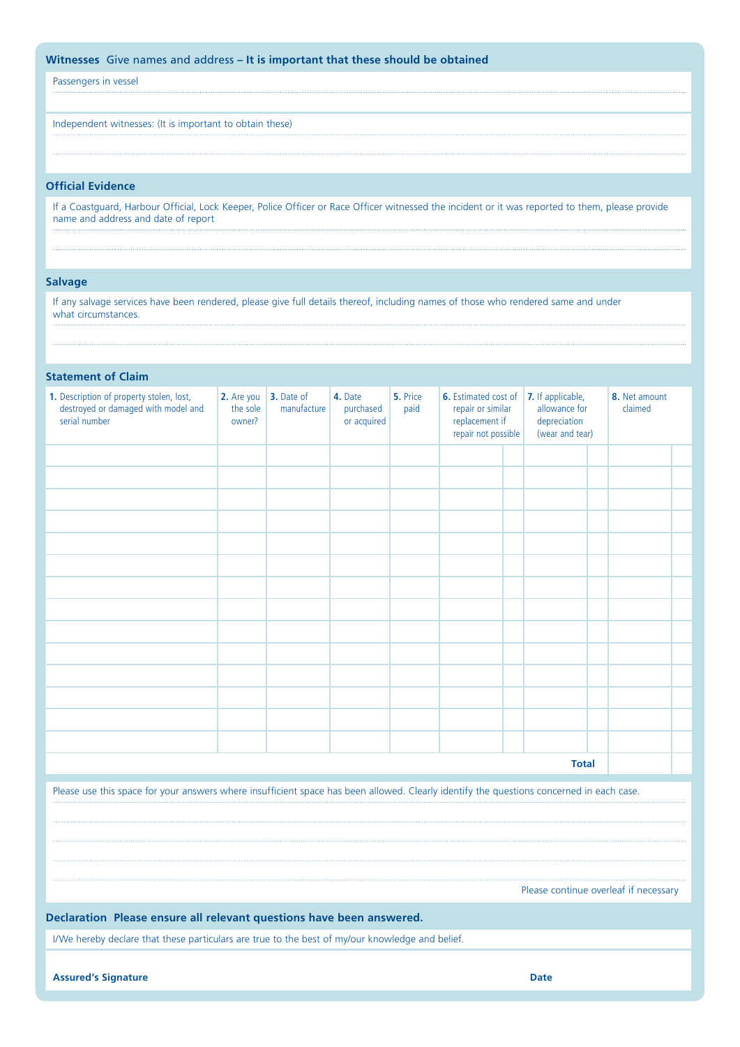## Witnesses Give names and address – **It is important that these should be obtained**

Passengers in vessel

Independent witnesses: (It is important to obtain these)

## Official Evidence

If a Coastguard, Harbour Official, Lock Keeper, Police Officer or Race Officer witnessed the incident or it was reported to them, please provide name and address and date of report

## Salvage

If any salvage services have been rendered, please give full details thereof, including names of those who rendered same and under what circumstances.

## Statement of Claim

| **1.** Description of property stolen, lost, destroyed or damaged with model and serial number | **2.** Are you the sole owner? | **3.** Date of manufacture | **4.** Date purchased or acquired | **5.** Price paid | **6.** Estimated cost of repair or similar replacement if repair not possible | | **7.** If applicable, allowance for depreciation (wear and tear) | | **8.** Net amount claimed | |
|---|---|---|---|---|---|---|---|---|---|---|
| | | | | | | | | | | |
| | | | | | | | | | | |
| | | | | | | | | | | |
| | | | | | | | | | | |
| | | | | | | | | | | |
| | | | | | | | | | | |
| | | | | | | | | | | |
| | | | | | | | | | | |
| | | | | | | | | | | |
| | | | | | | | | | | |
| | | | | | | | | | | |
| | | | | | | | | | | |
| | | | | | | | | | | |
| | | | | | | | | | | |
| | | | | | | | | **Total** | | |

Please use this space for your answers where insufficient space has been allowed. Clearly identify the questions concerned in each case.

Please continue overleaf if necessary

## Declaration Please ensure all relevant questions have been answered.

I/We hereby declare that these particulars are true to the best of my/our knowledge and belief.

**Assured's Signature** **Date**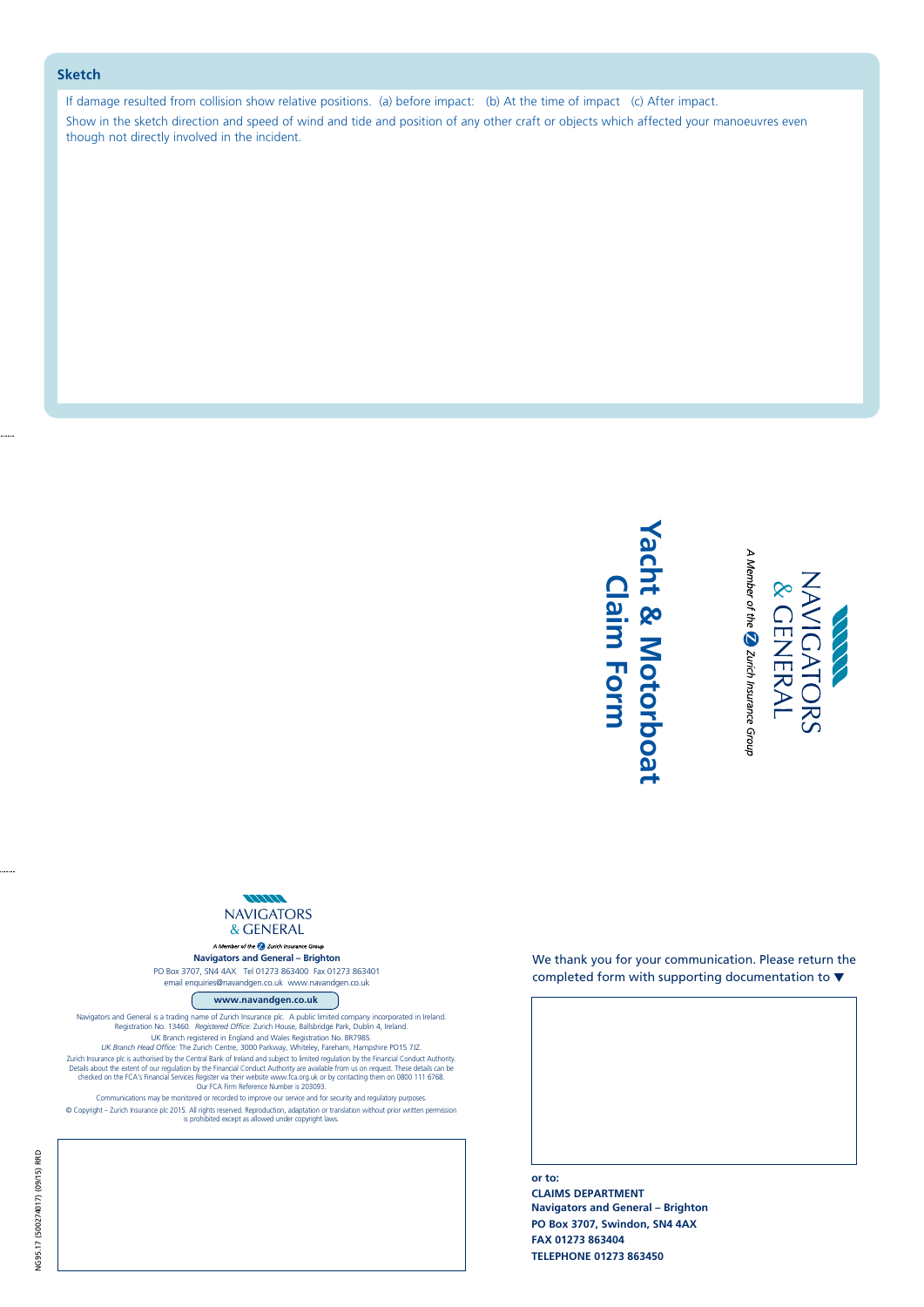## Sketch

If damage resulted from collision show relative positions. (a) before impact: (b) At the time of impact (c) After impact.

Show in the sketch direction and speed of wind and tide and position of any other craft or objects which affected your manoeuvres even though not directly involved in the incident.

NAVIGATORS & GENERAL

*A Member of the Zurich Insurance Group*

# Yacht & Motorboat Claim Form

NAVIGATORS & GENERAL

*A Member of the Zurich Insurance Group*

**Navigators and General – Brighton**

PO Box 3707, SN4 4AX Tel 01273 863400 Fax 01273 863401
email enquiries@navandgen.co.uk www.navandgen.co.uk

**www.navandgen.co.uk**

Navigators and General is a trading name of Zurich Insurance plc. A public limited company incorporated in Ireland. Registration No. 13460. *Registered Office:* Zurich House, Ballsbridge Park, Dublin 4, Ireland.
UK Branch registered in England and Wales Registration No. BR7985.
*UK Branch Head Office:* The Zurich Centre, 3000 Parkway, Whiteley, Fareham, Hampshire PO15 7JZ.
Zurich Insurance plc is authorised by the Central Bank of Ireland and subject to limited regulation by the Financial Conduct Authority. Details about the extent of our regulation by the Financial Conduct Authority are available from us on request. These details can be checked on the FCA's Financial Services Register via their website www.fca.org.uk or by contacting them on 0800 111 6768.
Our FCA Firm Reference Number is 203093.

Communications may be monitored or recorded to improve our service and for security and regulatory purposes.

© Copyright – Zurich Insurance plc 2015. All rights reserved. Reproduction, adaptation or translation without prior written permission is prohibited except as allowed under copyright laws.

We thank you for your communication. Please return the completed form with supporting documentation to ▼

**or to:**
**CLAIMS DEPARTMENT**
**Navigators and General – Brighton**
**PO Box 3707, Swindon, SN4 4AX**
**FAX 01273 863404**
**TELEPHONE 01273 863450**

NG95.17 (50027401?) (09/15) RRD